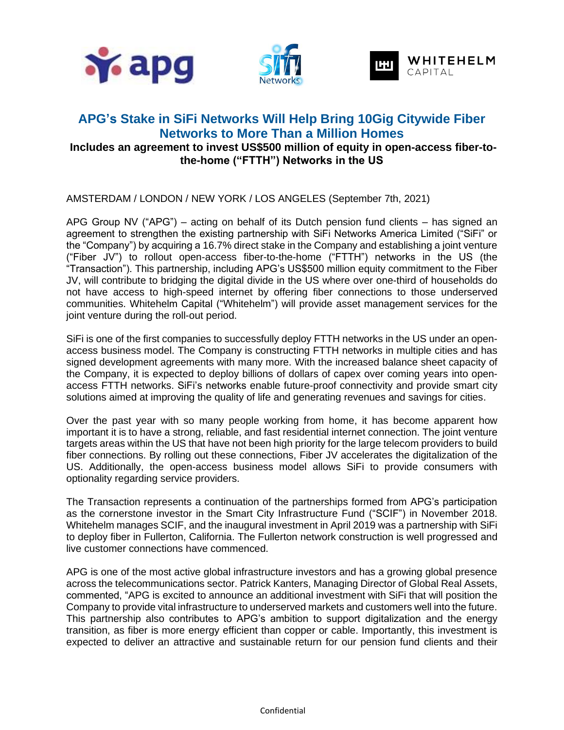# APG's Stake in SiFi Networks Will Help Bring 10Gig Citywide Fiber Networks to More Than a Million Homes

**Includes an agreement to invest US$500 million of equity in open-access fiber-to-the-home ("FTTH") Networks in the US**

AMSTERDAM / LONDON / NEW YORK / LOS ANGELES (September 7th, 2021)

APG Group NV ("APG") – acting on behalf of its Dutch pension fund clients – has signed an agreement to strengthen the existing partnership with SiFi Networks America Limited ("SiFi" or the "Company") by acquiring a 16.7% direct stake in the Company and establishing a joint venture ("Fiber JV") to rollout open-access fiber-to-the-home ("FTTH") networks in the US (the "Transaction"). This partnership, including APG's US$500 million equity commitment to the Fiber JV, will contribute to bridging the digital divide in the US where over one-third of households do not have access to high-speed internet by offering fiber connections to those underserved communities. Whitehelm Capital ("Whitehelm") will provide asset management services for the joint venture during the roll-out period.

SiFi is one of the first companies to successfully deploy FTTH networks in the US under an open-access business model. The Company is constructing FTTH networks in multiple cities and has signed development agreements with many more. With the increased balance sheet capacity of the Company, it is expected to deploy billions of dollars of capex over coming years into open-access FTTH networks. SiFi's networks enable future-proof connectivity and provide smart city solutions aimed at improving the quality of life and generating revenues and savings for cities.

Over the past year with so many people working from home, it has become apparent how important it is to have a strong, reliable, and fast residential internet connection. The joint venture targets areas within the US that have not been high priority for the large telecom providers to build fiber connections. By rolling out these connections, Fiber JV accelerates the digitalization of the US. Additionally, the open-access business model allows SiFi to provide consumers with optionality regarding service providers.

The Transaction represents a continuation of the partnerships formed from APG's participation as the cornerstone investor in the Smart City Infrastructure Fund ("SCIF") in November 2018. Whitehelm manages SCIF, and the inaugural investment in April 2019 was a partnership with SiFi to deploy fiber in Fullerton, California. The Fullerton network construction is well progressed and live customer connections have commenced.

APG is one of the most active global infrastructure investors and has a growing global presence across the telecommunications sector. Patrick Kanters, Managing Director of Global Real Assets, commented, "APG is excited to announce an additional investment with SiFi that will position the Company to provide vital infrastructure to underserved markets and customers well into the future. This partnership also contributes to APG's ambition to support digitalization and the energy transition, as fiber is more energy efficient than copper or cable. Importantly, this investment is expected to deliver an attractive and sustainable return for our pension fund clients and their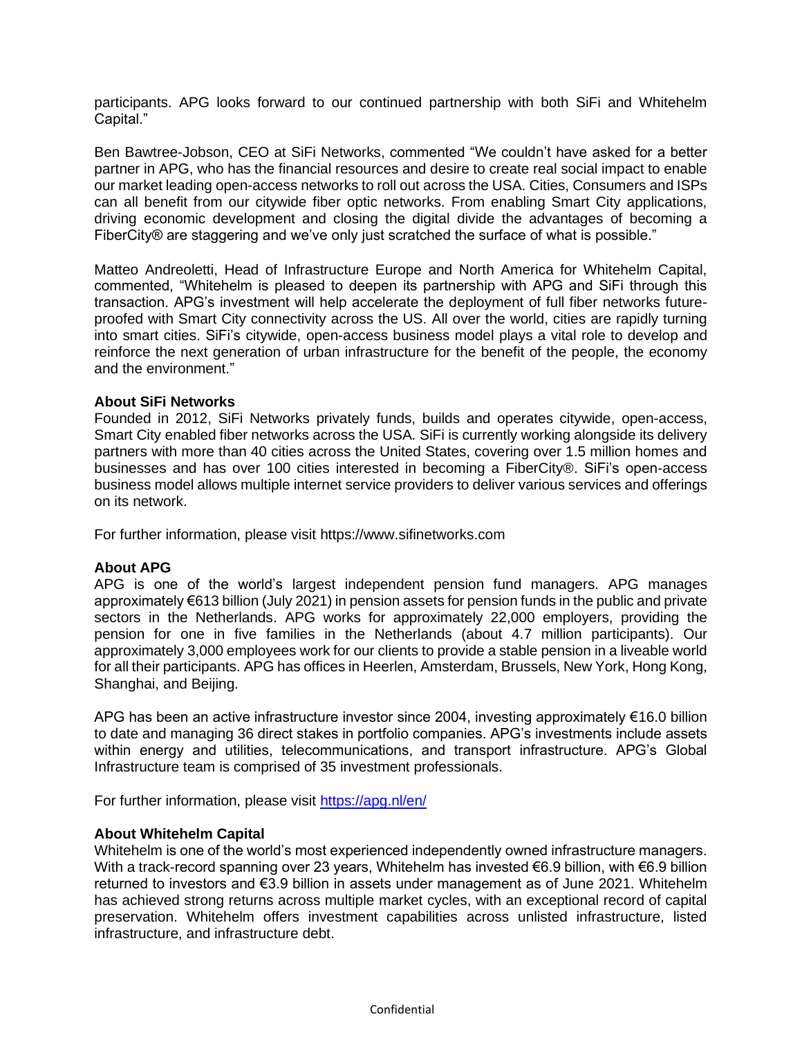participants. APG looks forward to our continued partnership with both SiFi and Whitehelm Capital."

Ben Bawtree-Jobson, CEO at SiFi Networks, commented "We couldn't have asked for a better partner in APG, who has the financial resources and desire to create real social impact to enable our market leading open-access networks to roll out across the USA. Cities, Consumers and ISPs can all benefit from our citywide fiber optic networks. From enabling Smart City applications, driving economic development and closing the digital divide the advantages of becoming a FiberCity® are staggering and we've only just scratched the surface of what is possible."

Matteo Andreoletti, Head of Infrastructure Europe and North America for Whitehelm Capital, commented, "Whitehelm is pleased to deepen its partnership with APG and SiFi through this transaction. APG's investment will help accelerate the deployment of full fiber networks future-proofed with Smart City connectivity across the US. All over the world, cities are rapidly turning into smart cities. SiFi's citywide, open-access business model plays a vital role to develop and reinforce the next generation of urban infrastructure for the benefit of the people, the economy and the environment."

**About SiFi Networks**

Founded in 2012, SiFi Networks privately funds, builds and operates citywide, open-access, Smart City enabled fiber networks across the USA. SiFi is currently working alongside its delivery partners with more than 40 cities across the United States, covering over 1.5 million homes and businesses and has over 100 cities interested in becoming a FiberCity®. SiFi's open-access business model allows multiple internet service providers to deliver various services and offerings on its network.

For further information, please visit https://www.sifinetworks.com

**About APG**

APG is one of the world's largest independent pension fund managers. APG manages approximately €613 billion (July 2021) in pension assets for pension funds in the public and private sectors in the Netherlands. APG works for approximately 22,000 employers, providing the pension for one in five families in the Netherlands (about 4.7 million participants). Our approximately 3,000 employees work for our clients to provide a stable pension in a liveable world for all their participants. APG has offices in Heerlen, Amsterdam, Brussels, New York, Hong Kong, Shanghai, and Beijing.

APG has been an active infrastructure investor since 2004, investing approximately €16.0 billion to date and managing 36 direct stakes in portfolio companies. APG's investments include assets within energy and utilities, telecommunications, and transport infrastructure. APG's Global Infrastructure team is comprised of 35 investment professionals.

For further information, please visit https://apg.nl/en/

**About Whitehelm Capital**

Whitehelm is one of the world's most experienced independently owned infrastructure managers. With a track-record spanning over 23 years, Whitehelm has invested €6.9 billion, with €6.9 billion returned to investors and €3.9 billion in assets under management as of June 2021. Whitehelm has achieved strong returns across multiple market cycles, with an exceptional record of capital preservation. Whitehelm offers investment capabilities across unlisted infrastructure, listed infrastructure, and infrastructure debt.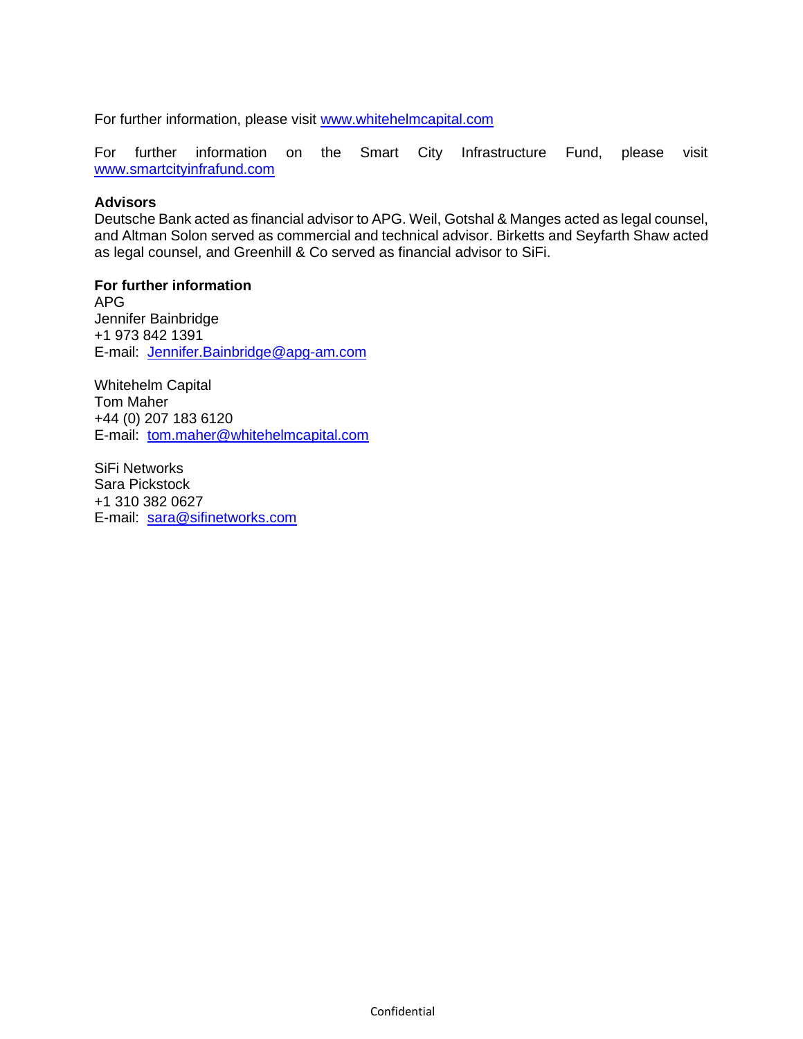For further information, please visit www.whitehelmcapital.com

For further information on the Smart City Infrastructure Fund, please visit www.smartcityinfrafund.com

**Advisors**

Deutsche Bank acted as financial advisor to APG. Weil, Gotshal & Manges acted as legal counsel, and Altman Solon served as commercial and technical advisor. Birketts and Seyfarth Shaw acted as legal counsel, and Greenhill & Co served as financial advisor to SiFi.

**For further information**

APG
Jennifer Bainbridge
+1 973 842 1391
E-mail: Jennifer.Bainbridge@apg-am.com

Whitehelm Capital
Tom Maher
+44 (0) 207 183 6120
E-mail: tom.maher@whitehelmcapital.com

SiFi Networks
Sara Pickstock
+1 310 382 0627
E-mail: sara@sifinetworks.com

Confidential